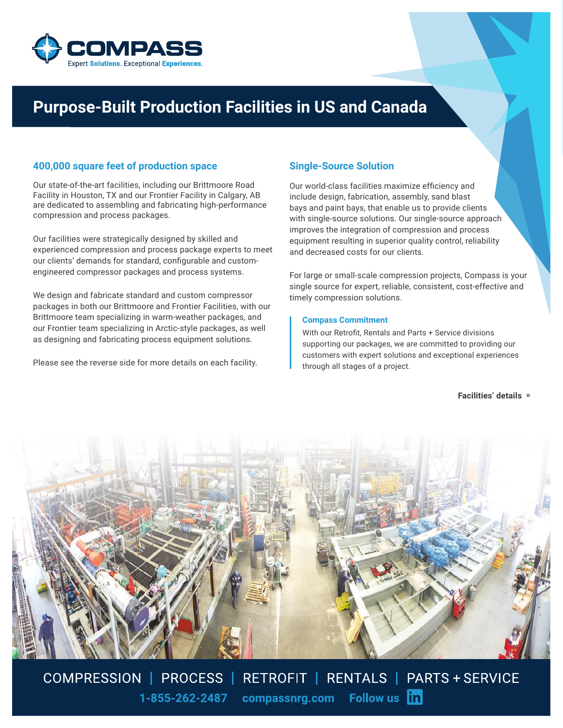# COMPASS

Expert **Solutions**. Exceptional **Experiences**.

# Purpose-Built Production Facilities in US and Canada

## 400,000 square feet of production space

Our state-of-the-art facilities, including our Brittmoore Road Facility in Houston, TX and our Frontier Facility in Calgary, AB are dedicated to assembling and fabricating high-performance compression and process packages.

Our facilities were strategically designed by skilled and experienced compression and process package experts to meet our clients' demands for standard, configurable and custom-engineered compressor packages and process systems.

We design and fabricate standard and custom compressor packages in both our Brittmoore and Frontier Facilities, with our Brittmoore team specializing in warm-weather packages, and our Frontier team specializing in Arctic-style packages, as well as designing and fabricating process equipment solutions.

Please see the reverse side for more details on each facility.

## Single-Source Solution

Our world-class facilities maximize efficiency and include design, fabrication, assembly, sand blast bays and paint bays, that enable us to provide clients with single-source solutions. Our single-source approach improves the integration of compression and process equipment resulting in superior quality control, reliability and decreased costs for our clients.

For large or small-scale compression projects, Compass is your single source for expert, reliable, consistent, cost-effective and timely compression solutions.

### Compass Commitment

With our Retrofit, Rentals and Parts + Service divisions supporting our packages, we are committed to providing our customers with expert solutions and exceptional experiences through all stages of a project.

**Facilities' details »**

COMPRESSION | PROCESS | RETROFIT | RENTALS | PARTS + SERVICE

**1-855-262-2487** **compassnrg.com** **Follow us**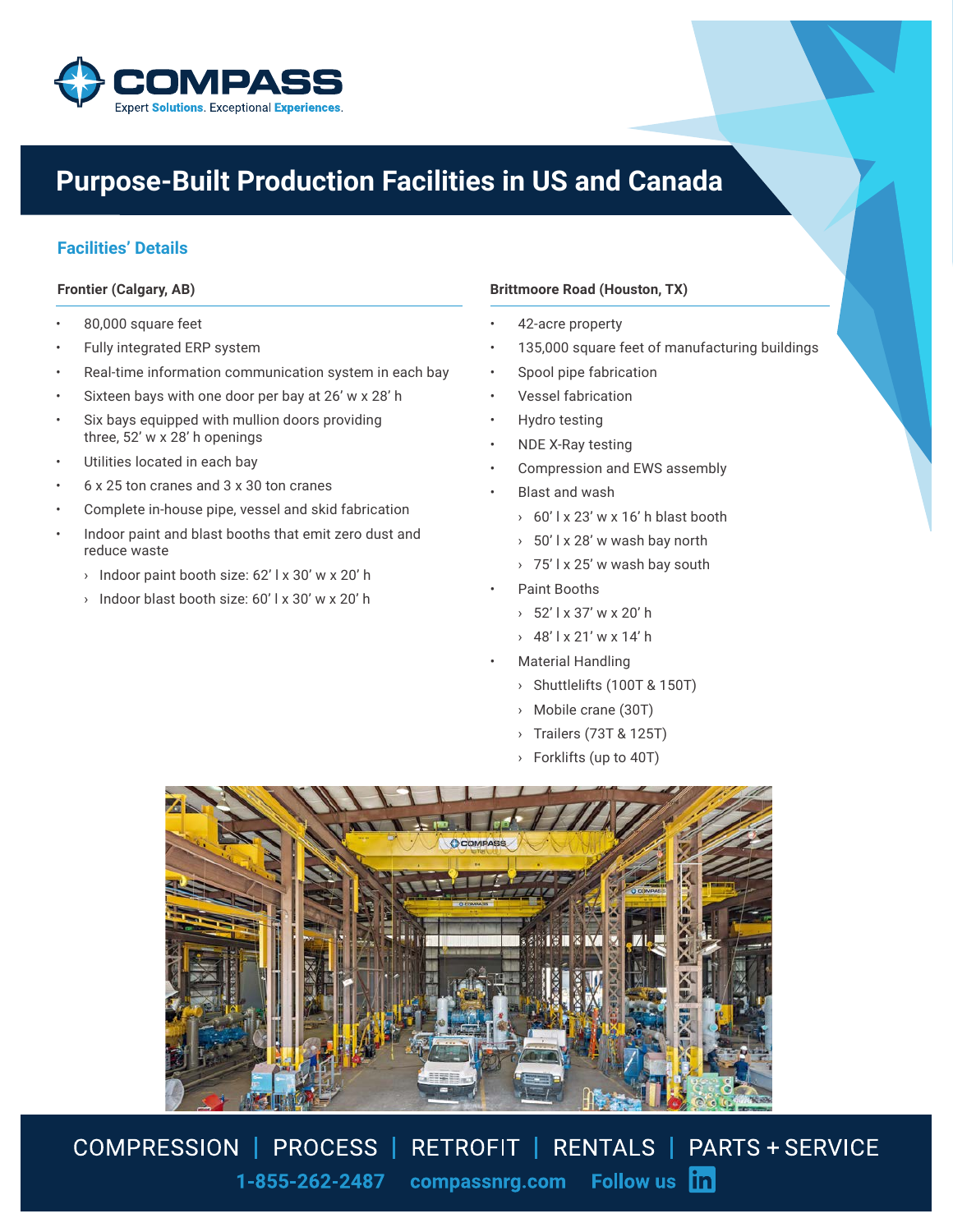COMPASS

Expert Solutions. Exceptional Experiences.

# Purpose-Built Production Facilities in US and Canada

## Facilities' Details

### Frontier (Calgary, AB)

- 80,000 square feet
- Fully integrated ERP system
- Real-time information communication system in each bay
- Sixteen bays with one door per bay at 26' w x 28' h
- Six bays equipped with mullion doors providing three, 52' w x 28' h openings
- Utilities located in each bay
- 6 x 25 ton cranes and 3 x 30 ton cranes
- Complete in-house pipe, vessel and skid fabrication
- Indoor paint and blast booths that emit zero dust and reduce waste
  - Indoor paint booth size: 62' l x 30' w x 20' h
  - Indoor blast booth size: 60' l x 30' w x 20' h

### Brittmoore Road (Houston, TX)

- 42-acre property
- 135,000 square feet of manufacturing buildings
- Spool pipe fabrication
- Vessel fabrication
- Hydro testing
- NDE X-Ray testing
- Compression and EWS assembly
- Blast and wash
  - 60' l x 23' w x 16' h blast booth
  - 50' l x 28' w wash bay north
  - 75' l x 25' w wash bay south
- Paint Booths
  - 52' l x 37' w x 20' h
  - 48' l x 21' w x 14' h
- Material Handling
  - Shuttlelifts (100T & 150T)
  - Mobile crane (30T)
  - Trailers (73T & 125T)
  - Forklifts (up to 40T)

COMPRESSION | PROCESS | RETROFIT | RENTALS | PARTS + SERVICE

1-855-262-2487 compassnrg.com Follow us